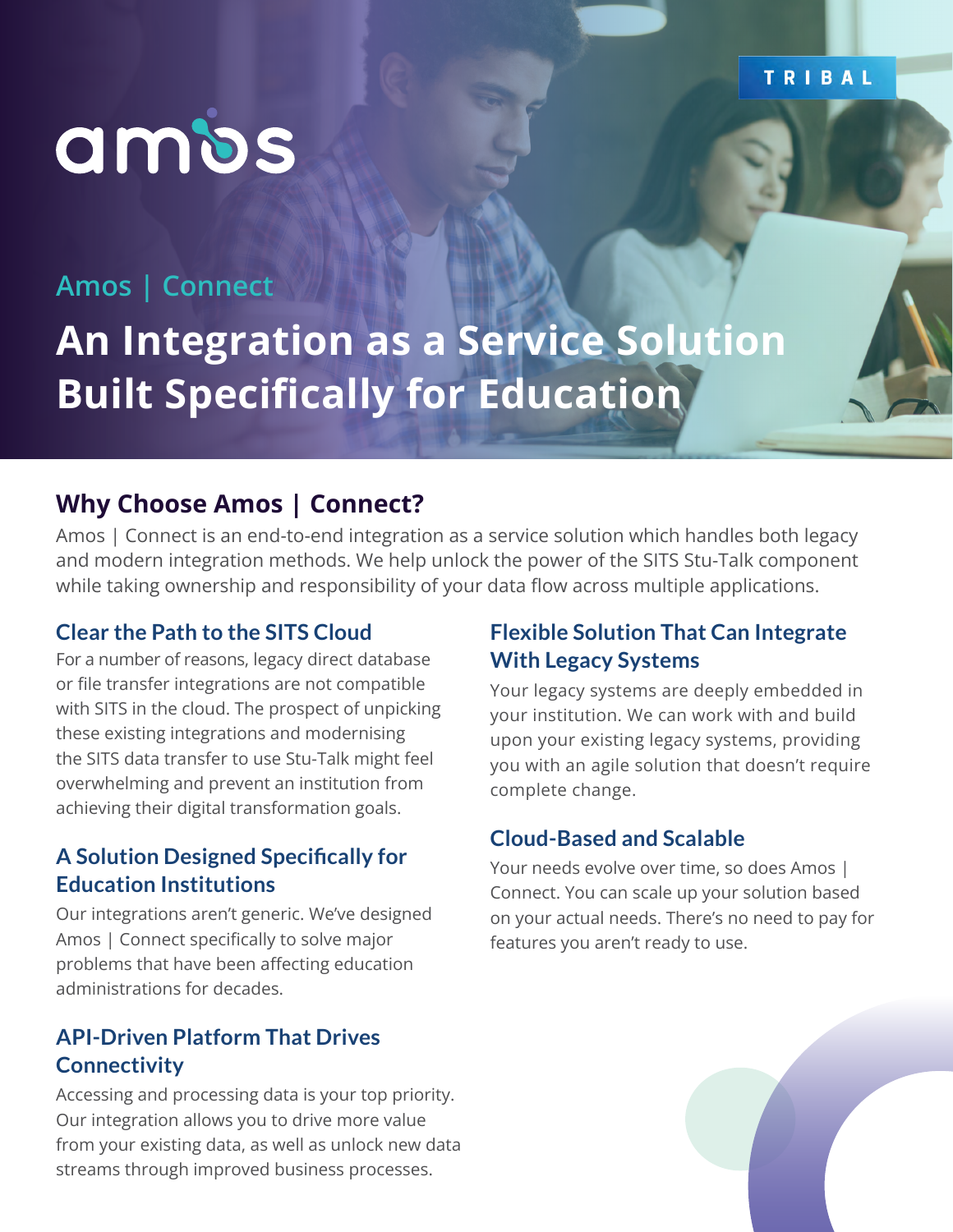TRIBAL

amos

Amos | Connect

# An Integration as a Service Solution Built Specifically for Education

## Why Choose Amos | Connect?

Amos | Connect is an end-to-end integration as a service solution which handles both legacy and modern integration methods. We help unlock the power of the SITS Stu-Talk component while taking ownership and responsibility of your data flow across multiple applications.

### Clear the Path to the SITS Cloud

For a number of reasons, legacy direct database or file transfer integrations are not compatible with SITS in the cloud. The prospect of unpicking these existing integrations and modernising the SITS data transfer to use Stu-Talk might feel overwhelming and prevent an institution from achieving their digital transformation goals.

### A Solution Designed Specifically for Education Institutions

Our integrations aren't generic. We've designed Amos | Connect specifically to solve major problems that have been affecting education administrations for decades.

### API-Driven Platform That Drives Connectivity

Accessing and processing data is your top priority. Our integration allows you to drive more value from your existing data, as well as unlock new data streams through improved business processes.

### Flexible Solution That Can Integrate With Legacy Systems

Your legacy systems are deeply embedded in your institution. We can work with and build upon your existing legacy systems, providing you with an agile solution that doesn't require complete change.

### Cloud-Based and Scalable

Your needs evolve over time, so does Amos | Connect. You can scale up your solution based on your actual needs. There's no need to pay for features you aren't ready to use.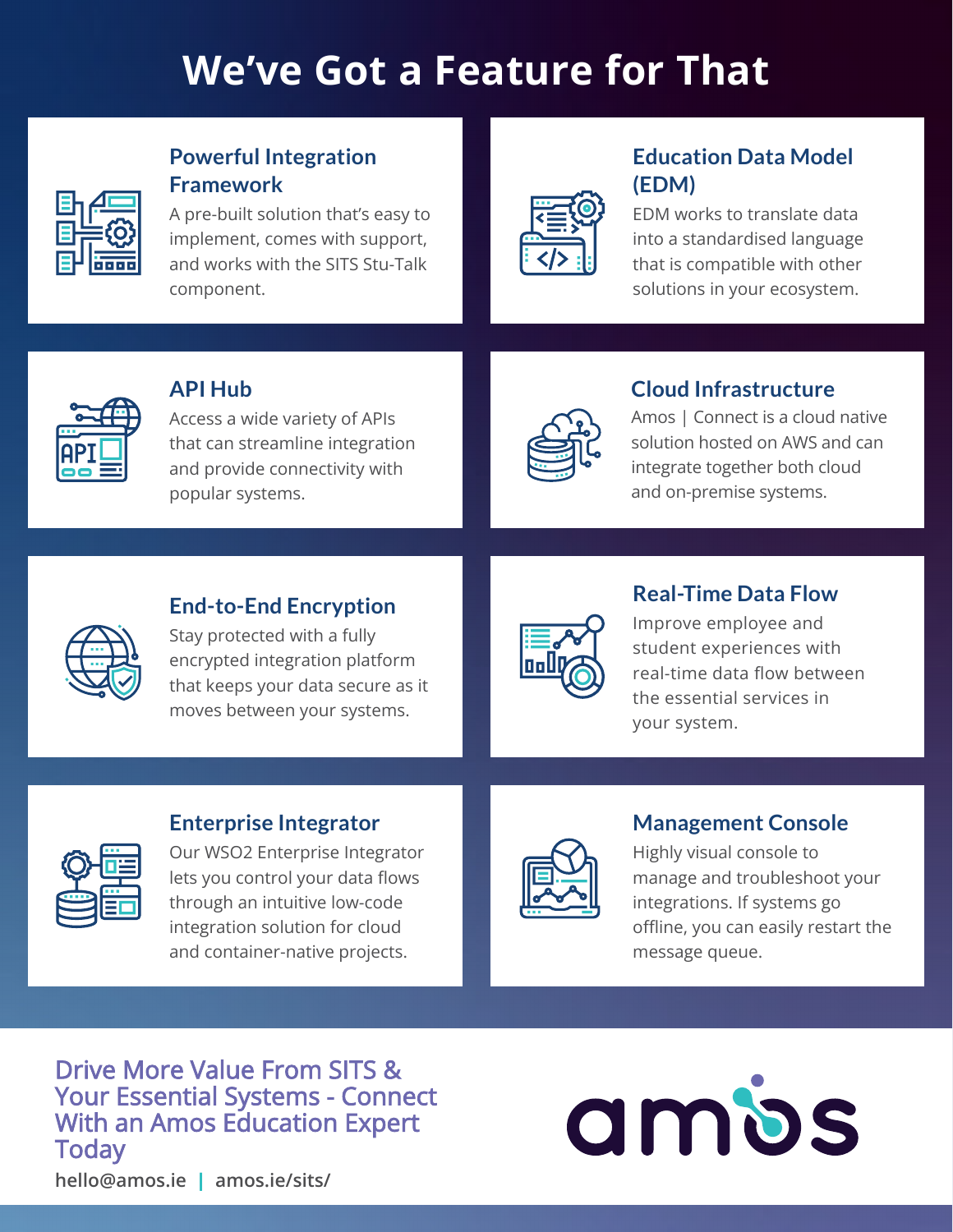# We've Got a Feature for That

## Powerful Integration Framework

A pre-built solution that's easy to implement, comes with support, and works with the SITS Stu-Talk component.

## Education Data Model (EDM)

EDM works to translate data into a standardised language that is compatible with other solutions in your ecosystem.

## API Hub

Access a wide variety of APIs that can streamline integration and provide connectivity with popular systems.

## Cloud Infrastructure

Amos | Connect is a cloud native solution hosted on AWS and can integrate together both cloud and on-premise systems.

## End-to-End Encryption

Stay protected with a fully encrypted integration platform that keeps your data secure as it moves between your systems.

## Real-Time Data Flow

Improve employee and student experiences with real-time data flow between the essential services in your system.

## Enterprise Integrator

Our WSO2 Enterprise Integrator lets you control your data flows through an intuitive low-code integration solution for cloud and container-native projects.

## Management Console

Highly visual console to manage and troubleshoot your integrations. If systems go offline, you can easily restart the message queue.

---

Drive More Value From SITS & Your Essential Systems - Connect With an Amos Education Expert Today

**hello@amos.ie | amos.ie/sits/**

amos